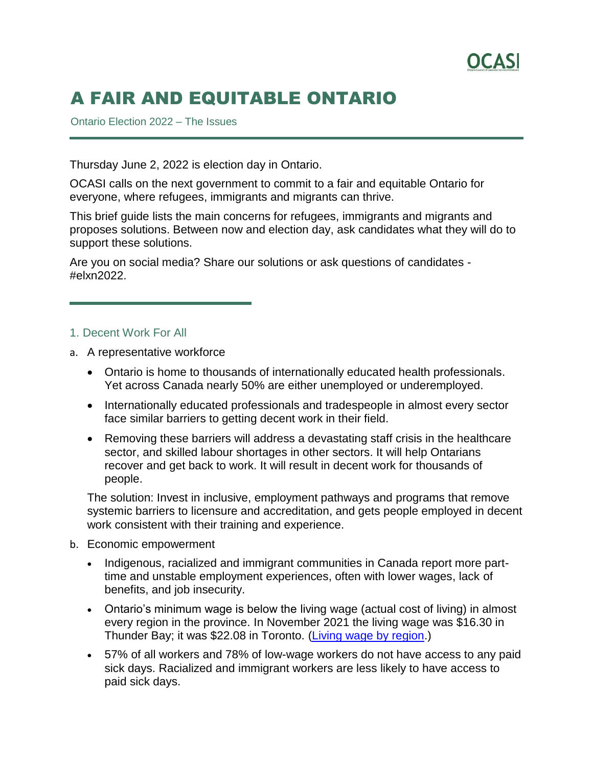OCASI

# A FAIR AND EQUITABLE ONTARIO

Ontario Election 2022 – The Issues

Thursday June 2, 2022 is election day in Ontario.

OCASI calls on the next government to commit to a fair and equitable Ontario for everyone, where refugees, immigrants and migrants can thrive.

This brief guide lists the main concerns for refugees, immigrants and migrants and proposes solutions. Between now and election day, ask candidates what they will do to support these solutions.

Are you on social media? Share our solutions or ask questions of candidates - #elxn2022.

## 1. Decent Work For All

a. A representative workforce

- Ontario is home to thousands of internationally educated health professionals. Yet across Canada nearly 50% are either unemployed or underemployed.
- Internationally educated professionals and tradespeople in almost every sector face similar barriers to getting decent work in their field.
- Removing these barriers will address a devastating staff crisis in the healthcare sector, and skilled labour shortages in other sectors. It will help Ontarians recover and get back to work. It will result in decent work for thousands of people.

The solution: Invest in inclusive, employment pathways and programs that remove systemic barriers to licensure and accreditation, and gets people employed in decent work consistent with their training and experience.

b. Economic empowerment

- Indigenous, racialized and immigrant communities in Canada report more part-time and unstable employment experiences, often with lower wages, lack of benefits, and job insecurity.
- Ontario's minimum wage is below the living wage (actual cost of living) in almost every region in the province. In November 2021 the living wage was $16.30 in Thunder Bay; it was $22.08 in Toronto. (Living wage by region.)
- 57% of all workers and 78% of low-wage workers do not have access to any paid sick days. Racialized and immigrant workers are less likely to have access to paid sick days.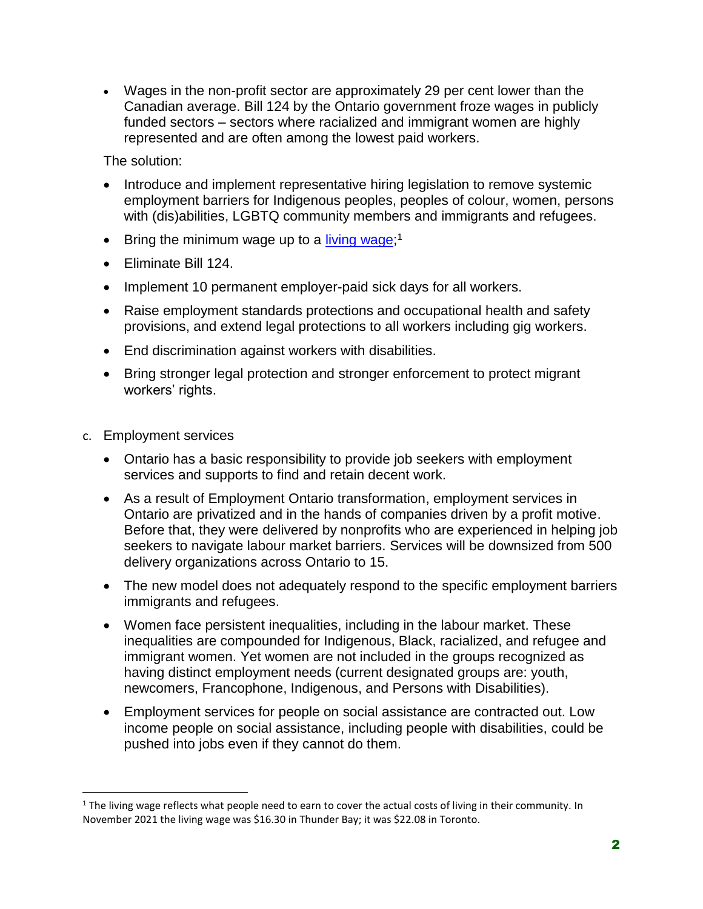- Wages in the non-profit sector are approximately 29 per cent lower than the Canadian average. Bill 124 by the Ontario government froze wages in publicly funded sectors – sectors where racialized and immigrant women are highly represented and are often among the lowest paid workers.

The solution:

- Introduce and implement representative hiring legislation to remove systemic employment barriers for Indigenous peoples, peoples of colour, women, persons with (dis)abilities, LGBTQ community members and immigrants and refugees.
- Bring the minimum wage up to a [living wage](); [1]
- Eliminate Bill 124.
- Implement 10 permanent employer-paid sick days for all workers.
- Raise employment standards protections and occupational health and safety provisions, and extend legal protections to all workers including gig workers.
- End discrimination against workers with disabilities.
- Bring stronger legal protection and stronger enforcement to protect migrant workers' rights.

c. Employment services

- Ontario has a basic responsibility to provide job seekers with employment services and supports to find and retain decent work.
- As a result of Employment Ontario transformation, employment services in Ontario are privatized and in the hands of companies driven by a profit motive. Before that, they were delivered by nonprofits who are experienced in helping job seekers to navigate labour market barriers. Services will be downsized from 500 delivery organizations across Ontario to 15.
- The new model does not adequately respond to the specific employment barriers immigrants and refugees.
- Women face persistent inequalities, including in the labour market. These inequalities are compounded for Indigenous, Black, racialized, and refugee and immigrant women. Yet women are not included in the groups recognized as having distinct employment needs (current designated groups are: youth, newcomers, Francophone, Indigenous, and Persons with Disabilities).
- Employment services for people on social assistance are contracted out. Low income people on social assistance, including people with disabilities, could be pushed into jobs even if they cannot do them.

---

[1] The living wage reflects what people need to earn to cover the actual costs of living in their community. In November 2021 the living wage was $16.30 in Thunder Bay; it was $22.08 in Toronto.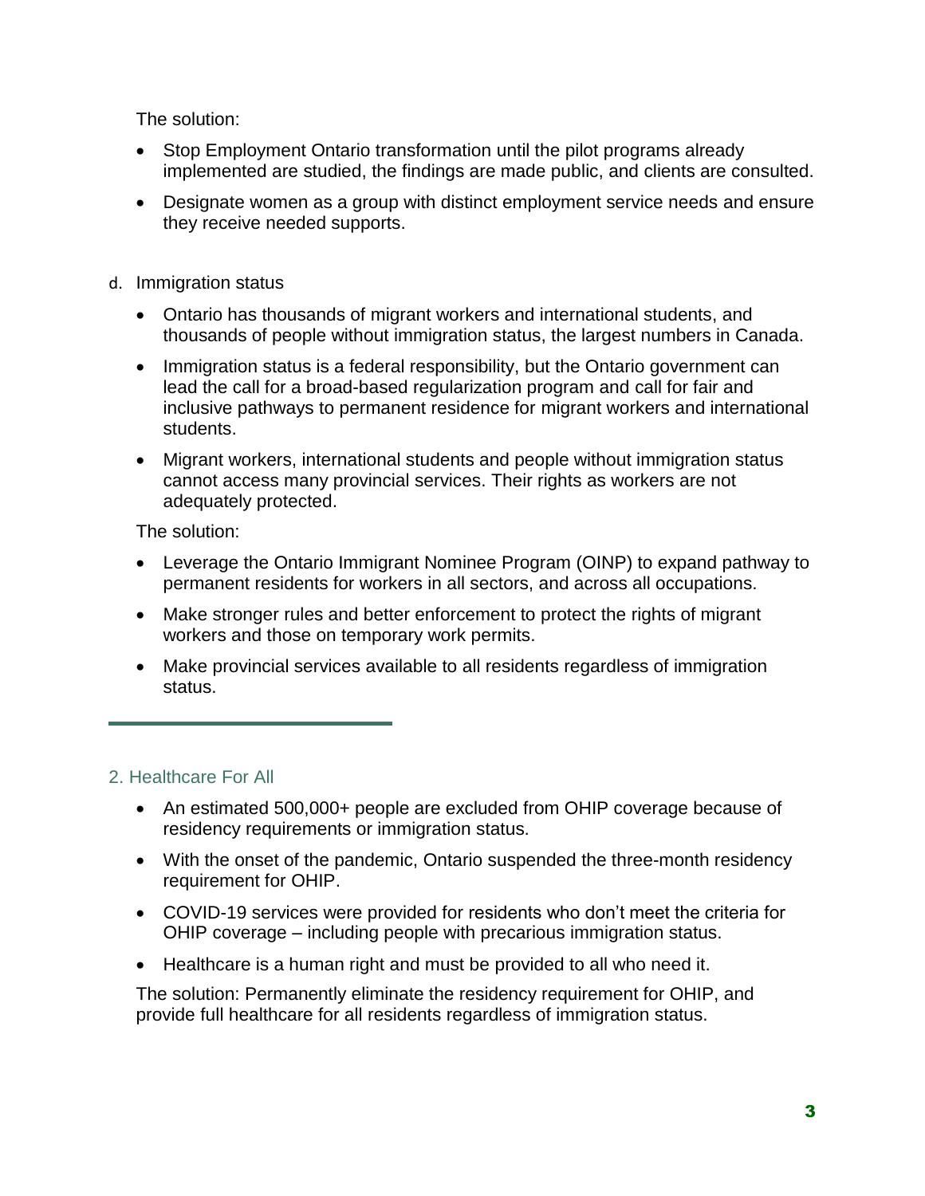The solution:

- Stop Employment Ontario transformation until the pilot programs already implemented are studied, the findings are made public, and clients are consulted.
- Designate women as a group with distinct employment service needs and ensure they receive needed supports.

d. Immigration status

- Ontario has thousands of migrant workers and international students, and thousands of people without immigration status, the largest numbers in Canada.
- Immigration status is a federal responsibility, but the Ontario government can lead the call for a broad-based regularization program and call for fair and inclusive pathways to permanent residence for migrant workers and international students.
- Migrant workers, international students and people without immigration status cannot access many provincial services. Their rights as workers are not adequately protected.

The solution:

- Leverage the Ontario Immigrant Nominee Program (OINP) to expand pathway to permanent residents for workers in all sectors, and across all occupations.
- Make stronger rules and better enforcement to protect the rights of migrant workers and those on temporary work permits.
- Make provincial services available to all residents regardless of immigration status.

---

## 2. Healthcare For All

- An estimated 500,000+ people are excluded from OHIP coverage because of residency requirements or immigration status.
- With the onset of the pandemic, Ontario suspended the three-month residency requirement for OHIP.
- COVID-19 services were provided for residents who don't meet the criteria for OHIP coverage – including people with precarious immigration status.
- Healthcare is a human right and must be provided to all who need it.

The solution: Permanently eliminate the residency requirement for OHIP, and provide full healthcare for all residents regardless of immigration status.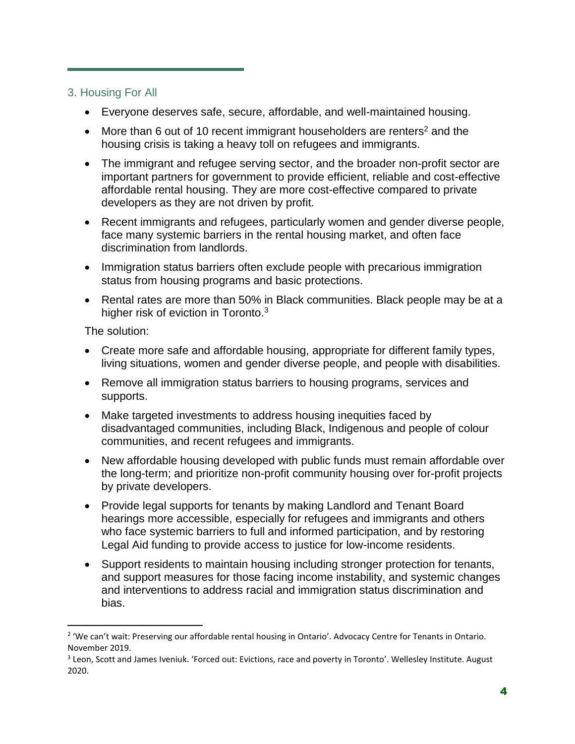## 3. Housing For All

- Everyone deserves safe, secure, affordable, and well-maintained housing.
- More than 6 out of 10 recent immigrant householders are renters[2] and the housing crisis is taking a heavy toll on refugees and immigrants.
- The immigrant and refugee serving sector, and the broader non-profit sector are important partners for government to provide efficient, reliable and cost-effective affordable rental housing. They are more cost-effective compared to private developers as they are not driven by profit.
- Recent immigrants and refugees, particularly women and gender diverse people, face many systemic barriers in the rental housing market, and often face discrimination from landlords.
- Immigration status barriers often exclude people with precarious immigration status from housing programs and basic protections.
- Rental rates are more than 50% in Black communities. Black people may be at a higher risk of eviction in Toronto.[3]

The solution:

- Create more safe and affordable housing, appropriate for different family types, living situations, women and gender diverse people, and people with disabilities.
- Remove all immigration status barriers to housing programs, services and supports.
- Make targeted investments to address housing inequities faced by disadvantaged communities, including Black, Indigenous and people of colour communities, and recent refugees and immigrants.
- New affordable housing developed with public funds must remain affordable over the long-term; and prioritize non-profit community housing over for-profit projects by private developers.
- Provide legal supports for tenants by making Landlord and Tenant Board hearings more accessible, especially for refugees and immigrants and others who face systemic barriers to full and informed participation, and by restoring Legal Aid funding to provide access to justice for low-income residents.
- Support residents to maintain housing including stronger protection for tenants, and support measures for those facing income instability, and systemic changes and interventions to address racial and immigration status discrimination and bias.

---

[2] 'We can't wait: Preserving our affordable rental housing in Ontario'. Advocacy Centre for Tenants in Ontario. November 2019.

[3] Leon, Scott and James Iveniuk. 'Forced out: Evictions, race and poverty in Toronto'. Wellesley Institute. August 2020.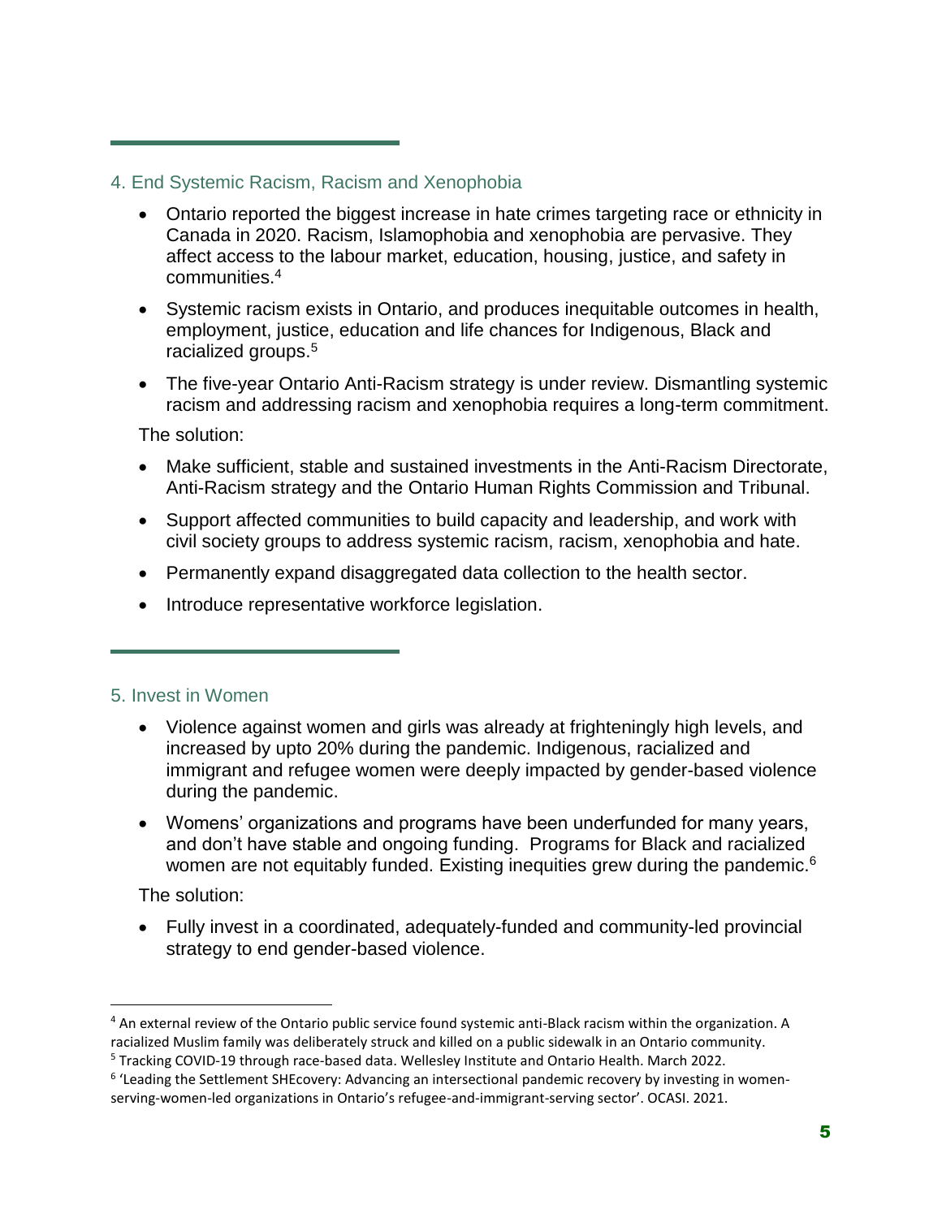## 4. End Systemic Racism, Racism and Xenophobia

- Ontario reported the biggest increase in hate crimes targeting race or ethnicity in Canada in 2020. Racism, Islamophobia and xenophobia are pervasive. They affect access to the labour market, education, housing, justice, and safety in communities.[4]
- Systemic racism exists in Ontario, and produces inequitable outcomes in health, employment, justice, education and life chances for Indigenous, Black and racialized groups.[5]
- The five-year Ontario Anti-Racism strategy is under review. Dismantling systemic racism and addressing racism and xenophobia requires a long-term commitment.

The solution:

- Make sufficient, stable and sustained investments in the Anti-Racism Directorate, Anti-Racism strategy and the Ontario Human Rights Commission and Tribunal.
- Support affected communities to build capacity and leadership, and work with civil society groups to address systemic racism, racism, xenophobia and hate.
- Permanently expand disaggregated data collection to the health sector.
- Introduce representative workforce legislation.

## 5. Invest in Women

- Violence against women and girls was already at frighteningly high levels, and increased by upto 20% during the pandemic. Indigenous, racialized and immigrant and refugee women were deeply impacted by gender-based violence during the pandemic.
- Womens' organizations and programs have been underfunded for many years, and don't have stable and ongoing funding. Programs for Black and racialized women are not equitably funded. Existing inequities grew during the pandemic.[6]

The solution:

- Fully invest in a coordinated, adequately-funded and community-led provincial strategy to end gender-based violence.

---

[4] An external review of the Ontario public service found systemic anti-Black racism within the organization. A racialized Muslim family was deliberately struck and killed on a public sidewalk in an Ontario community.

[5] Tracking COVID-19 through race-based data. Wellesley Institute and Ontario Health. March 2022.

[6] 'Leading the Settlement SHEcovery: Advancing an intersectional pandemic recovery by investing in women-serving-women-led organizations in Ontario's refugee-and-immigrant-serving sector'. OCASI. 2021.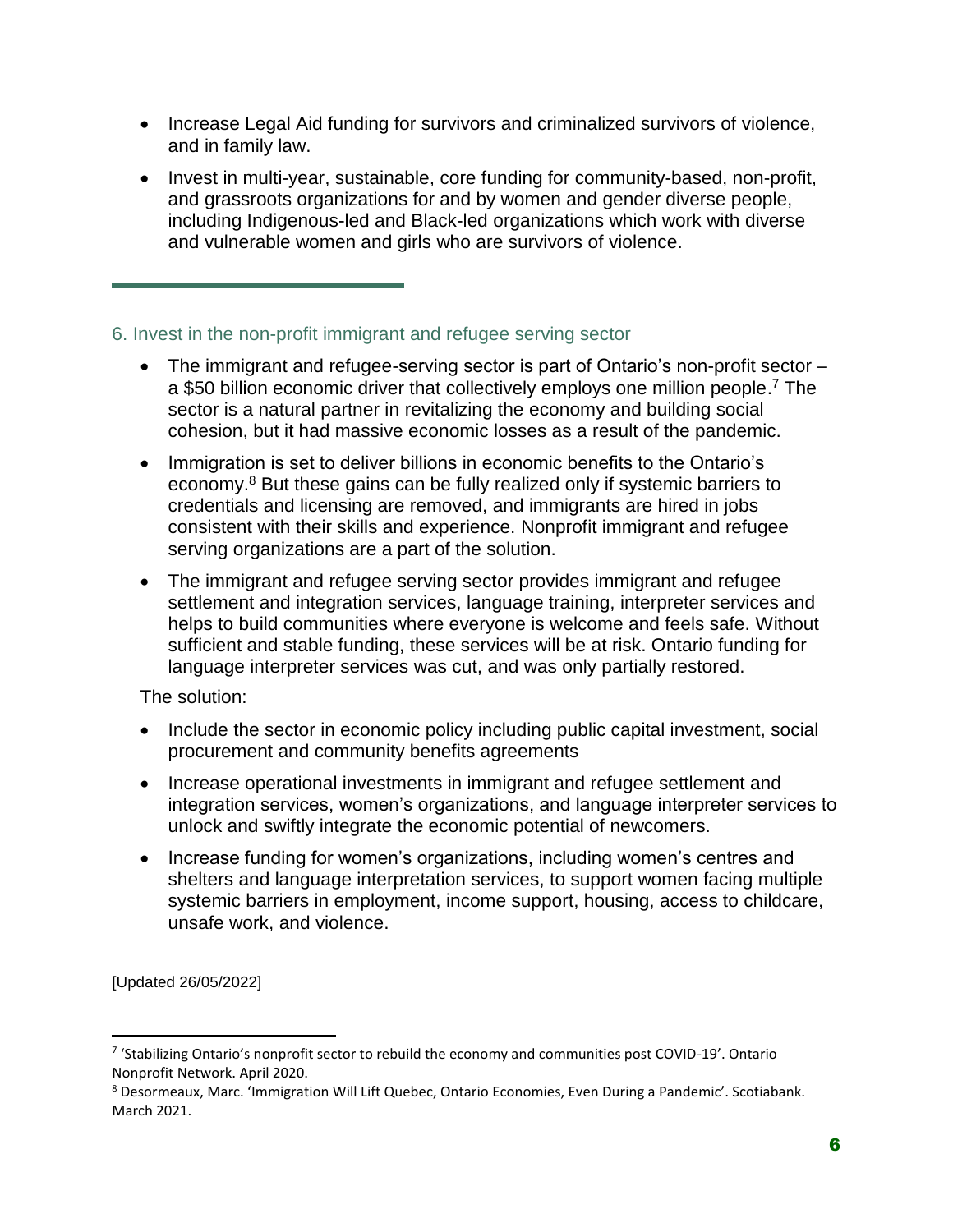- Increase Legal Aid funding for survivors and criminalized survivors of violence, and in family law.
- Invest in multi-year, sustainable, core funding for community-based, non-profit, and grassroots organizations for and by women and gender diverse people, including Indigenous-led and Black-led organizations which work with diverse and vulnerable women and girls who are survivors of violence.

---

## 6. Invest in the non-profit immigrant and refugee serving sector

- The immigrant and refugee-serving sector is part of Ontario's non-profit sector – a $50 billion economic driver that collectively employs one million people.[7] The sector is a natural partner in revitalizing the economy and building social cohesion, but it had massive economic losses as a result of the pandemic.
- Immigration is set to deliver billions in economic benefits to the Ontario's economy.[8] But these gains can be fully realized only if systemic barriers to credentials and licensing are removed, and immigrants are hired in jobs consistent with their skills and experience. Nonprofit immigrant and refugee serving organizations are a part of the solution.
- The immigrant and refugee serving sector provides immigrant and refugee settlement and integration services, language training, interpreter services and helps to build communities where everyone is welcome and feels safe. Without sufficient and stable funding, these services will be at risk. Ontario funding for language interpreter services was cut, and was only partially restored.

The solution:

- Include the sector in economic policy including public capital investment, social procurement and community benefits agreements
- Increase operational investments in immigrant and refugee settlement and integration services, women's organizations, and language interpreter services to unlock and swiftly integrate the economic potential of newcomers.
- Increase funding for women's organizations, including women's centres and shelters and language interpretation services, to support women facing multiple systemic barriers in employment, income support, housing, access to childcare, unsafe work, and violence.

[Updated 26/05/2022]

---

[7] 'Stabilizing Ontario's nonprofit sector to rebuild the economy and communities post COVID-19'. Ontario Nonprofit Network. April 2020.

[8] Desormeaux, Marc. 'Immigration Will Lift Quebec, Ontario Economies, Even During a Pandemic'. Scotiabank. March 2021.